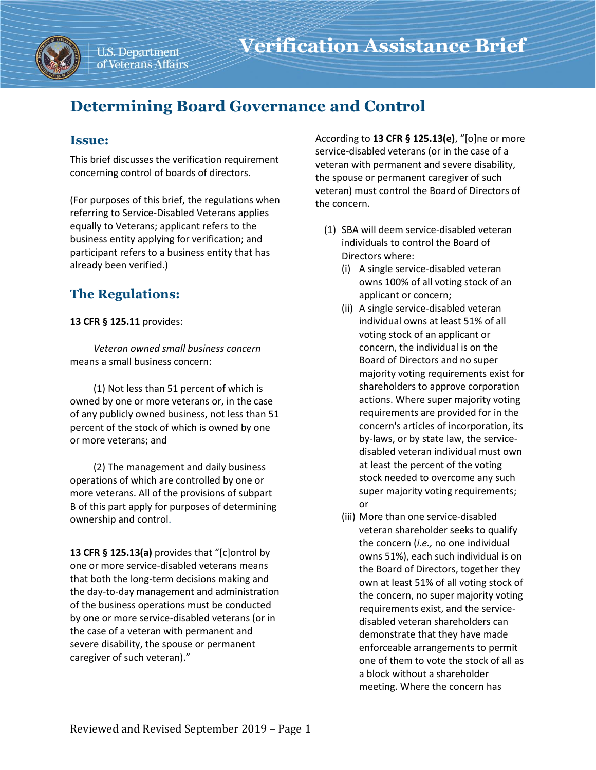# Verification Assistance Brief

U.S. Department of Veterans Affairs

## Determining Board Governance and Control

### Issue:

This brief discusses the verification requirement concerning control of boards of directors.

(For purposes of this brief, the regulations when referring to Service-Disabled Veterans applies equally to Veterans; applicant refers to the business entity applying for verification; and participant refers to a business entity that has already been verified.)

### The Regulations:

**13 CFR § 125.11** provides:

*Veteran owned small business concern* means a small business concern:

(1) Not less than 51 percent of which is owned by one or more veterans or, in the case of any publicly owned business, not less than 51 percent of the stock of which is owned by one or more veterans; and

(2) The management and daily business operations of which are controlled by one or more veterans. All of the provisions of subpart B of this part apply for purposes of determining ownership and control.

**13 CFR § 125.13(a)** provides that "[c]ontrol by one or more service-disabled veterans means that both the long-term decisions making and the day-to-day management and administration of the business operations must be conducted by one or more service-disabled veterans (or in the case of a veteran with permanent and severe disability, the spouse or permanent caregiver of such veteran)."

According to **13 CFR § 125.13(e)**, "[o]ne or more service-disabled veterans (or in the case of a veteran with permanent and severe disability, the spouse or permanent caregiver of such veteran) must control the Board of Directors of the concern.

(1) SBA will deem service-disabled veteran individuals to control the Board of Directors where:

(i) A single service-disabled veteran owns 100% of all voting stock of an applicant or concern;

(ii) A single service-disabled veteran individual owns at least 51% of all voting stock of an applicant or concern, the individual is on the Board of Directors and no super majority voting requirements exist for shareholders to approve corporation actions. Where super majority voting requirements are provided for in the concern's articles of incorporation, its by-laws, or by state law, the service-disabled veteran individual must own at least the percent of the voting stock needed to overcome any such super majority voting requirements; or

(iii) More than one service-disabled veteran shareholder seeks to qualify the concern (*i.e.,* no one individual owns 51%), each such individual is on the Board of Directors, together they own at least 51% of all voting stock of the concern, no super majority voting requirements exist, and the service-disabled veteran shareholders can demonstrate that they have made enforceable arrangements to permit one of them to vote the stock of all as a block without a shareholder meeting. Where the concern has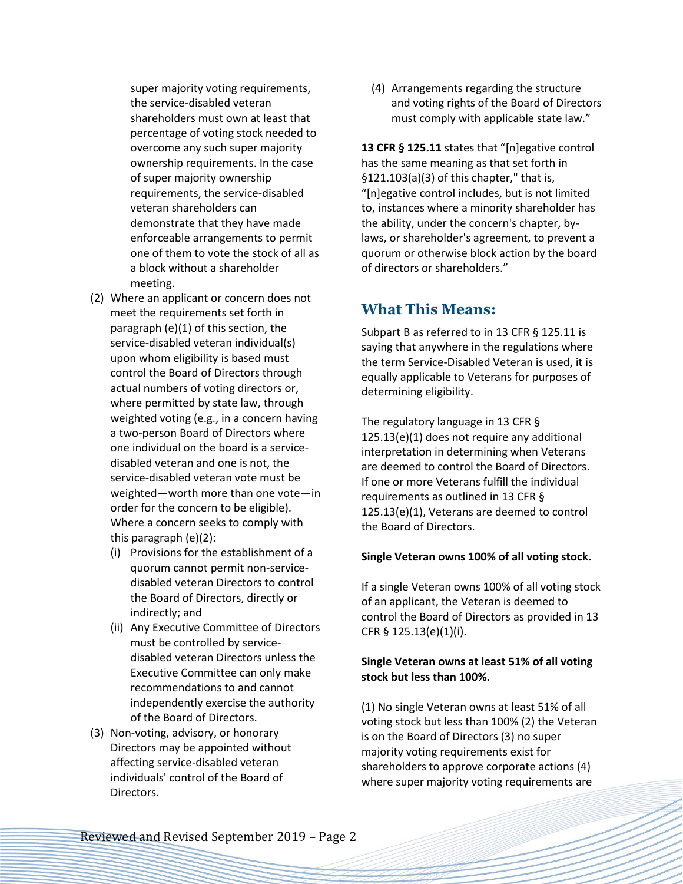super majority voting requirements, the service-disabled veteran shareholders must own at least that percentage of voting stock needed to overcome any such super majority ownership requirements. In the case of super majority ownership requirements, the service-disabled veteran shareholders can demonstrate that they have made enforceable arrangements to permit one of them to vote the stock of all as a block without a shareholder meeting.

(2) Where an applicant or concern does not meet the requirements set forth in paragraph (e)(1) of this section, the service-disabled veteran individual(s) upon whom eligibility is based must control the Board of Directors through actual numbers of voting directors or, where permitted by state law, through weighted voting (e.g., in a concern having a two-person Board of Directors where one individual on the board is a service-disabled veteran and one is not, the service-disabled veteran vote must be weighted—worth more than one vote—in order for the concern to be eligible). Where a concern seeks to comply with this paragraph (e)(2):

   (i) Provisions for the establishment of a quorum cannot permit non-service-disabled veteran Directors to control the Board of Directors, directly or indirectly; and

   (ii) Any Executive Committee of Directors must be controlled by service-disabled veteran Directors unless the Executive Committee can only make recommendations to and cannot independently exercise the authority of the Board of Directors.

(3) Non-voting, advisory, or honorary Directors may be appointed without affecting service-disabled veteran individuals' control of the Board of Directors.

(4) Arrangements regarding the structure and voting rights of the Board of Directors must comply with applicable state law."

**13 CFR § 125.11** states that "[n]egative control has the same meaning as that set forth in §121.103(a)(3) of this chapter," that is, "[n]egative control includes, but is not limited to, instances where a minority shareholder has the ability, under the concern's chapter, by-laws, or shareholder's agreement, to prevent a quorum or otherwise block action by the board of directors or shareholders."

## What This Means:

Subpart B as referred to in 13 CFR § 125.11 is saying that anywhere in the regulations where the term Service-Disabled Veteran is used, it is equally applicable to Veterans for purposes of determining eligibility.

The regulatory language in 13 CFR § 125.13(e)(1) does not require any additional interpretation in determining when Veterans are deemed to control the Board of Directors. If one or more Veterans fulfill the individual requirements as outlined in 13 CFR § 125.13(e)(1), Veterans are deemed to control the Board of Directors.

**Single Veteran owns 100% of all voting stock.**

If a single Veteran owns 100% of all voting stock of an applicant, the Veteran is deemed to control the Board of Directors as provided in 13 CFR § 125.13(e)(1)(i).

**Single Veteran owns at least 51% of all voting stock but less than 100%.**

(1) No single Veteran owns at least 51% of all voting stock but less than 100% (2) the Veteran is on the Board of Directors (3) no super majority voting requirements exist for shareholders to approve corporate actions (4) where super majority voting requirements are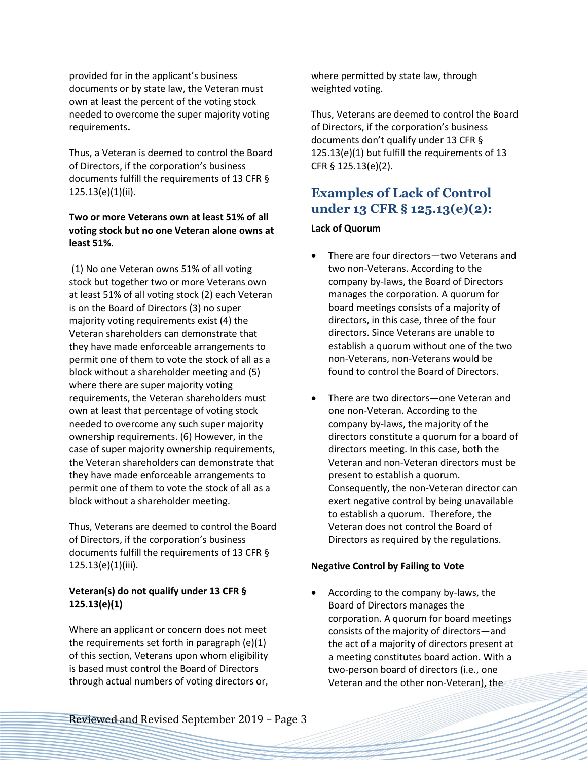provided for in the applicant's business documents or by state law, the Veteran must own at least the percent of the voting stock needed to overcome the super majority voting requirements**.**

Thus, a Veteran is deemed to control the Board of Directors, if the corporation's business documents fulfill the requirements of 13 CFR § 125.13(e)(1)(ii).

**Two or more Veterans own at least 51% of all voting stock but no one Veteran alone owns at least 51%.**

(1) No one Veteran owns 51% of all voting stock but together two or more Veterans own at least 51% of all voting stock (2) each Veteran is on the Board of Directors (3) no super majority voting requirements exist (4) the Veteran shareholders can demonstrate that they have made enforceable arrangements to permit one of them to vote the stock of all as a block without a shareholder meeting and (5) where there are super majority voting requirements, the Veteran shareholders must own at least that percentage of voting stock needed to overcome any such super majority ownership requirements. (6) However, in the case of super majority ownership requirements, the Veteran shareholders can demonstrate that they have made enforceable arrangements to permit one of them to vote the stock of all as a block without a shareholder meeting.

Thus, Veterans are deemed to control the Board of Directors, if the corporation's business documents fulfill the requirements of 13 CFR § 125.13(e)(1)(iii).

**Veteran(s) do not qualify under 13 CFR § 125.13(e)(1)**

Where an applicant or concern does not meet the requirements set forth in paragraph (e)(1) of this section, Veterans upon whom eligibility is based must control the Board of Directors through actual numbers of voting directors or, where permitted by state law, through weighted voting.

Thus, Veterans are deemed to control the Board of Directors, if the corporation's business documents don't qualify under 13 CFR § 125.13(e)(1) but fulfill the requirements of 13 CFR § 125.13(e)(2).

## Examples of Lack of Control under 13 CFR § 125.13(e)(2):

**Lack of Quorum**

- There are four directors—two Veterans and two non-Veterans. According to the company by-laws, the Board of Directors manages the corporation. A quorum for board meetings consists of a majority of directors, in this case, three of the four directors. Since Veterans are unable to establish a quorum without one of the two non-Veterans, non-Veterans would be found to control the Board of Directors.
- There are two directors—one Veteran and one non-Veteran. According to the company by-laws, the majority of the directors constitute a quorum for a board of directors meeting. In this case, both the Veteran and non-Veteran directors must be present to establish a quorum. Consequently, the non-Veteran director can exert negative control by being unavailable to establish a quorum. Therefore, the Veteran does not control the Board of Directors as required by the regulations.

**Negative Control by Failing to Vote**

- According to the company by-laws, the Board of Directors manages the corporation. A quorum for board meetings consists of the majority of directors—and the act of a majority of directors present at a meeting constitutes board action. With a two-person board of directors (i.e., one Veteran and the other non-Veteran), the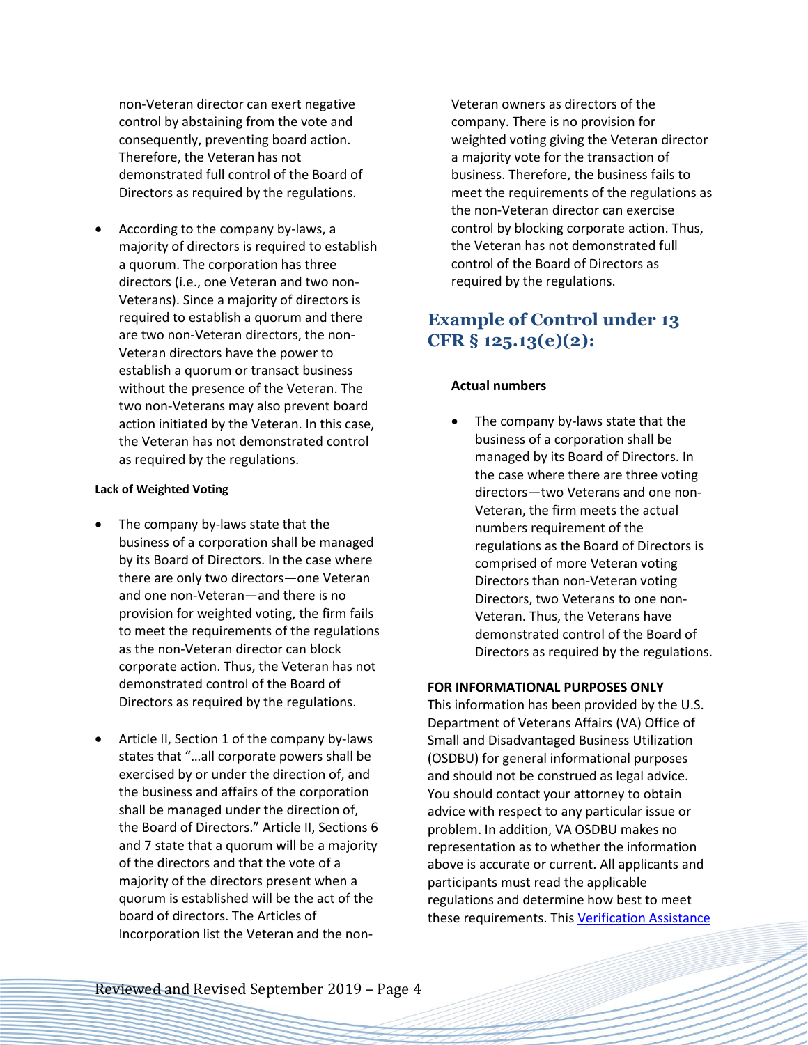non-Veteran director can exert negative control by abstaining from the vote and consequently, preventing board action. Therefore, the Veteran has not demonstrated full control of the Board of Directors as required by the regulations.

- According to the company by-laws, a majority of directors is required to establish a quorum. The corporation has three directors (i.e., one Veteran and two non-Veterans). Since a majority of directors is required to establish a quorum and there are two non-Veteran directors, the non-Veteran directors have the power to establish a quorum or transact business without the presence of the Veteran. The two non-Veterans may also prevent board action initiated by the Veteran. In this case, the Veteran has not demonstrated control as required by the regulations.

#### Lack of Weighted Voting

- The company by-laws state that the business of a corporation shall be managed by its Board of Directors. In the case where there are only two directors—one Veteran and one non-Veteran—and there is no provision for weighted voting, the firm fails to meet the requirements of the regulations as the non-Veteran director can block corporate action. Thus, the Veteran has not demonstrated control of the Board of Directors as required by the regulations.

- Article II, Section 1 of the company by-laws states that "…all corporate powers shall be exercised by or under the direction of, and the business and affairs of the corporation shall be managed under the direction of, the Board of Directors." Article II, Sections 6 and 7 state that a quorum will be a majority of the directors and that the vote of a majority of the directors present when a quorum is established will be the act of the board of directors. The Articles of Incorporation list the Veteran and the non-Veteran owners as directors of the company. There is no provision for weighted voting giving the Veteran director a majority vote for the transaction of business. Therefore, the business fails to meet the requirements of the regulations as the non-Veteran director can exercise control by blocking corporate action. Thus, the Veteran has not demonstrated full control of the Board of Directors as required by the regulations.

## Example of Control under 13 CFR § 125.13(e)(2):

#### Actual numbers

- The company by-laws state that the business of a corporation shall be managed by its Board of Directors. In the case where there are three voting directors—two Veterans and one non-Veteran, the firm meets the actual numbers requirement of the regulations as the Board of Directors is comprised of more Veteran voting Directors than non-Veteran voting Directors, two Veterans to one non-Veteran. Thus, the Veterans have demonstrated control of the Board of Directors as required by the regulations.

**FOR INFORMATIONAL PURPOSES ONLY**

This information has been provided by the U.S. Department of Veterans Affairs (VA) Office of Small and Disadvantaged Business Utilization (OSDBU) for general informational purposes and should not be construed as legal advice. You should contact your attorney to obtain advice with respect to any particular issue or problem. In addition, VA OSDBU makes no representation as to whether the information above is accurate or current. All applicants and participants must read the applicable regulations and determine how best to meet these requirements. This Verification Assistance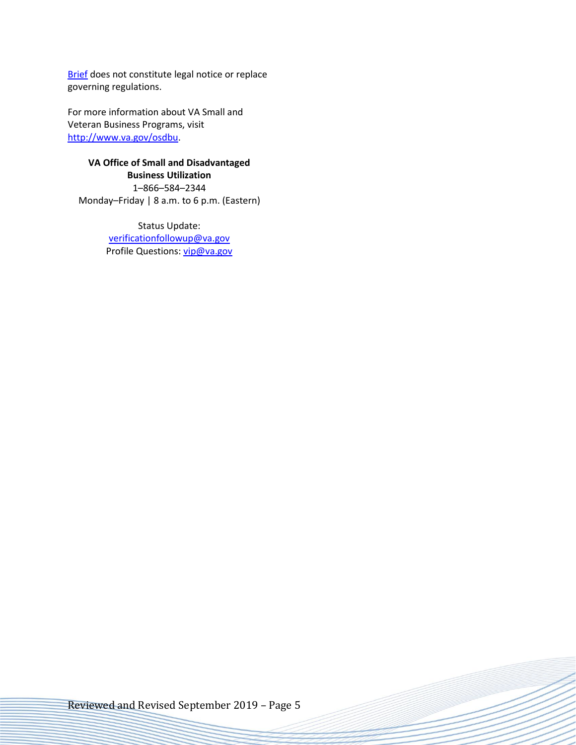Brief does not constitute legal notice or replace governing regulations.

For more information about VA Small and Veteran Business Programs, visit http://www.va.gov/osdbu.

**VA Office of Small and Disadvantaged Business Utilization**
1–866–584–2344
Monday–Friday | 8 a.m. to 6 p.m. (Eastern)

Status Update: verificationfollowup@va.gov
Profile Questions: vip@va.gov